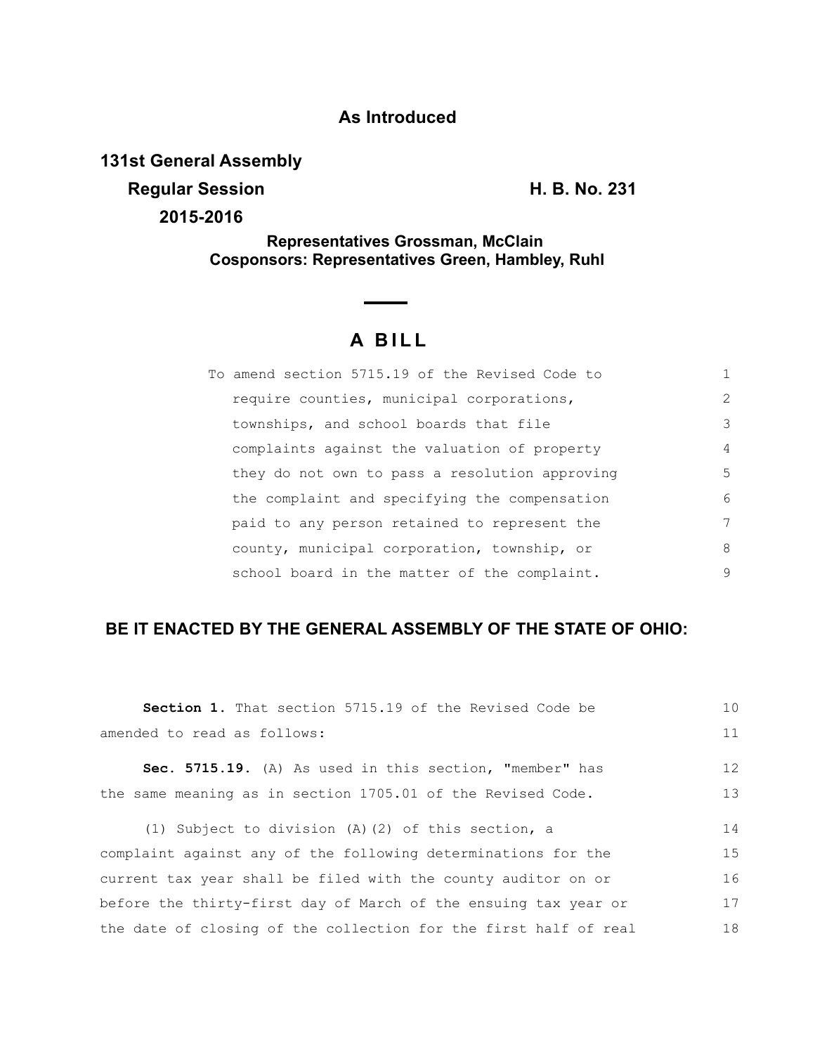**As Introduced**

**131st General Assembly**

**Regular Session** **H. B. No. 231**

**2015-2016**

**Representatives Grossman, McClain**
**Cosponsors: Representatives Green, Hambley, Ruhl**

# A BILL

To amend section 5715.19 of the Revised Code to require counties, municipal corporations, townships, and school boards that file complaints against the valuation of property they do not own to pass a resolution approving the complaint and specifying the compensation paid to any person retained to represent the county, municipal corporation, township, or school board in the matter of the complaint.

**BE IT ENACTED BY THE GENERAL ASSEMBLY OF THE STATE OF OHIO:**

**Section 1.** That section 5715.19 of the Revised Code be amended to read as follows:

**Sec. 5715.19.** (A) As used in this section, "member" has the same meaning as in section 1705.01 of the Revised Code.

(1) Subject to division (A)(2) of this section, a complaint against any of the following determinations for the current tax year shall be filed with the county auditor on or before the thirty-first day of March of the ensuing tax year or the date of closing of the collection for the first half of real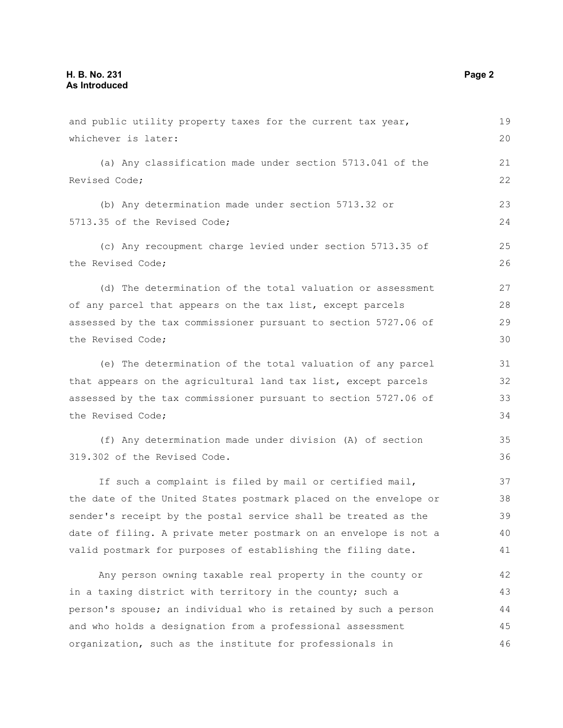and public utility property taxes for the current tax year, whichever is later:

(a) Any classification made under section 5713.041 of the Revised Code;

(b) Any determination made under section 5713.32 or 5713.35 of the Revised Code;

(c) Any recoupment charge levied under section 5713.35 of the Revised Code;

(d) The determination of the total valuation or assessment of any parcel that appears on the tax list, except parcels assessed by the tax commissioner pursuant to section 5727.06 of the Revised Code;

(e) The determination of the total valuation of any parcel that appears on the agricultural land tax list, except parcels assessed by the tax commissioner pursuant to section 5727.06 of the Revised Code;

(f) Any determination made under division (A) of section 319.302 of the Revised Code.

If such a complaint is filed by mail or certified mail, the date of the United States postmark placed on the envelope or sender's receipt by the postal service shall be treated as the date of filing. A private meter postmark on an envelope is not a valid postmark for purposes of establishing the filing date.

Any person owning taxable real property in the county or in a taxing district with territory in the county; such a person's spouse; an individual who is retained by such a person and who holds a designation from a professional assessment organization, such as the institute for professionals in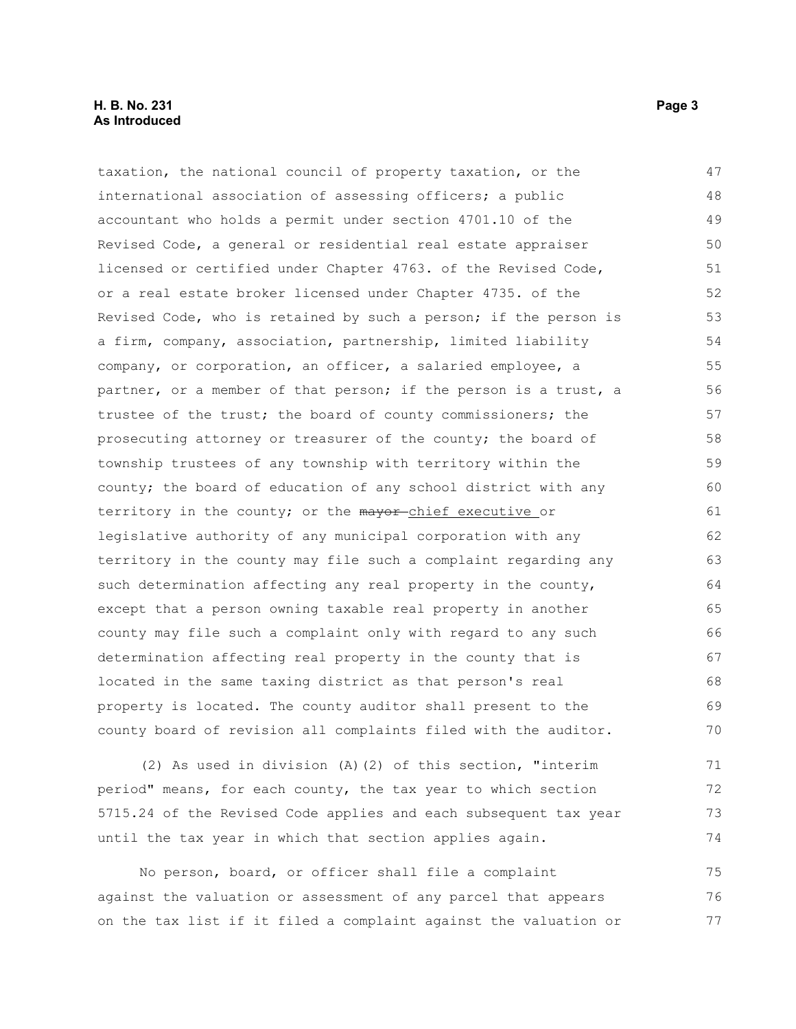taxation, the national council of property taxation, or the international association of assessing officers; a public accountant who holds a permit under section 4701.10 of the Revised Code, a general or residential real estate appraiser licensed or certified under Chapter 4763. of the Revised Code, or a real estate broker licensed under Chapter 4735. of the Revised Code, who is retained by such a person; if the person is a firm, company, association, partnership, limited liability company, or corporation, an officer, a salaried employee, a partner, or a member of that person; if the person is a trust, a trustee of the trust; the board of county commissioners; the prosecuting attorney or treasurer of the county; the board of township trustees of any township with territory within the county; the board of education of any school district with any territory in the county; or the ~~mayor~~ chief executive or legislative authority of any municipal corporation with any territory in the county may file such a complaint regarding any such determination affecting any real property in the county, except that a person owning taxable real property in another county may file such a complaint only with regard to any such determination affecting real property in the county that is located in the same taxing district as that person's real property is located. The county auditor shall present to the county board of revision all complaints filed with the auditor.

(2) As used in division (A)(2) of this section, "interim period" means, for each county, the tax year to which section 5715.24 of the Revised Code applies and each subsequent tax year until the tax year in which that section applies again.

No person, board, or officer shall file a complaint against the valuation or assessment of any parcel that appears on the tax list if it filed a complaint against the valuation or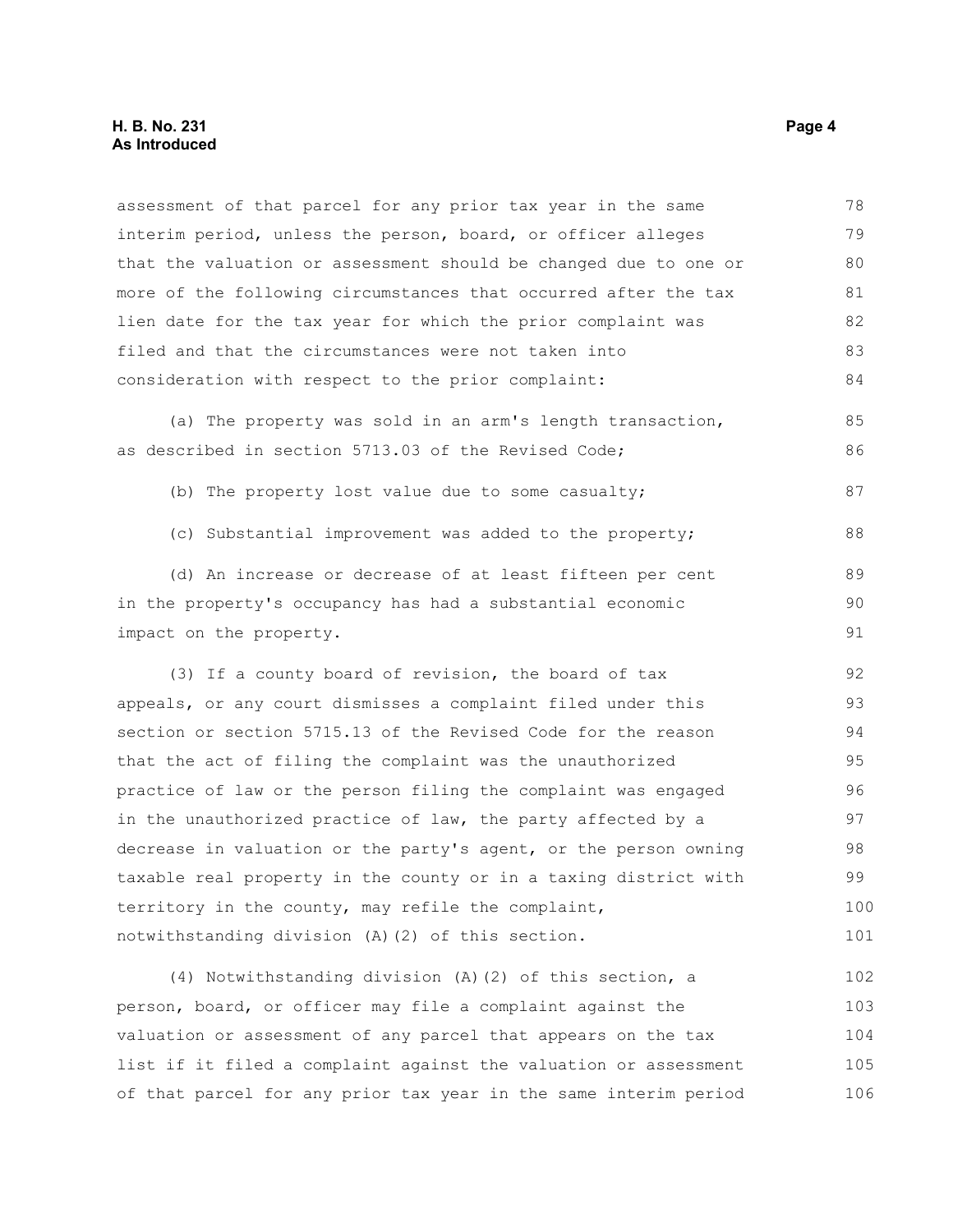assessment of that parcel for any prior tax year in the same interim period, unless the person, board, or officer alleges that the valuation or assessment should be changed due to one or more of the following circumstances that occurred after the tax lien date for the tax year for which the prior complaint was filed and that the circumstances were not taken into consideration with respect to the prior complaint:

(a) The property was sold in an arm's length transaction, as described in section 5713.03 of the Revised Code;

(b) The property lost value due to some casualty;

(c) Substantial improvement was added to the property;

(d) An increase or decrease of at least fifteen per cent in the property's occupancy has had a substantial economic impact on the property.

(3) If a county board of revision, the board of tax appeals, or any court dismisses a complaint filed under this section or section 5715.13 of the Revised Code for the reason that the act of filing the complaint was the unauthorized practice of law or the person filing the complaint was engaged in the unauthorized practice of law, the party affected by a decrease in valuation or the party's agent, or the person owning taxable real property in the county or in a taxing district with territory in the county, may refile the complaint, notwithstanding division (A)(2) of this section.

(4) Notwithstanding division (A)(2) of this section, a person, board, or officer may file a complaint against the valuation or assessment of any parcel that appears on the tax list if it filed a complaint against the valuation or assessment of that parcel for any prior tax year in the same interim period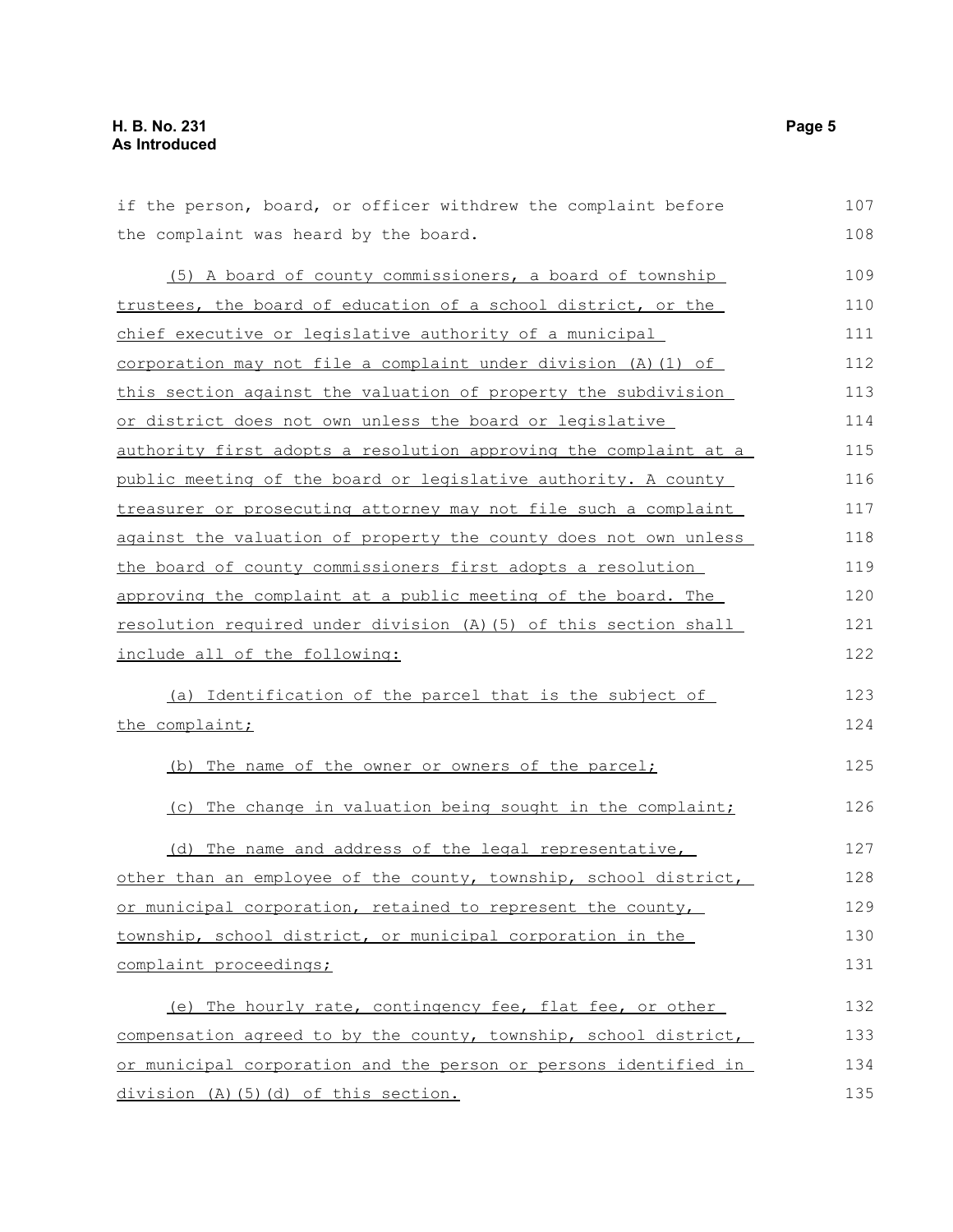if the person, board, or officer withdrew the complaint before the complaint was heard by the board.

(5) A board of county commissioners, a board of township trustees, the board of education of a school district, or the chief executive or legislative authority of a municipal corporation may not file a complaint under division (A)(1) of this section against the valuation of property the subdivision or district does not own unless the board or legislative authority first adopts a resolution approving the complaint at a public meeting of the board or legislative authority. A county treasurer or prosecuting attorney may not file such a complaint against the valuation of property the county does not own unless the board of county commissioners first adopts a resolution approving the complaint at a public meeting of the board. The resolution required under division (A)(5) of this section shall include all of the following:

(a) Identification of the parcel that is the subject of the complaint;

(b) The name of the owner or owners of the parcel;

(c) The change in valuation being sought in the complaint;

(d) The name and address of the legal representative, other than an employee of the county, township, school district, or municipal corporation, retained to represent the county, township, school district, or municipal corporation in the complaint proceedings;

(e) The hourly rate, contingency fee, flat fee, or other compensation agreed to by the county, township, school district, or municipal corporation and the person or persons identified in division (A)(5)(d) of this section.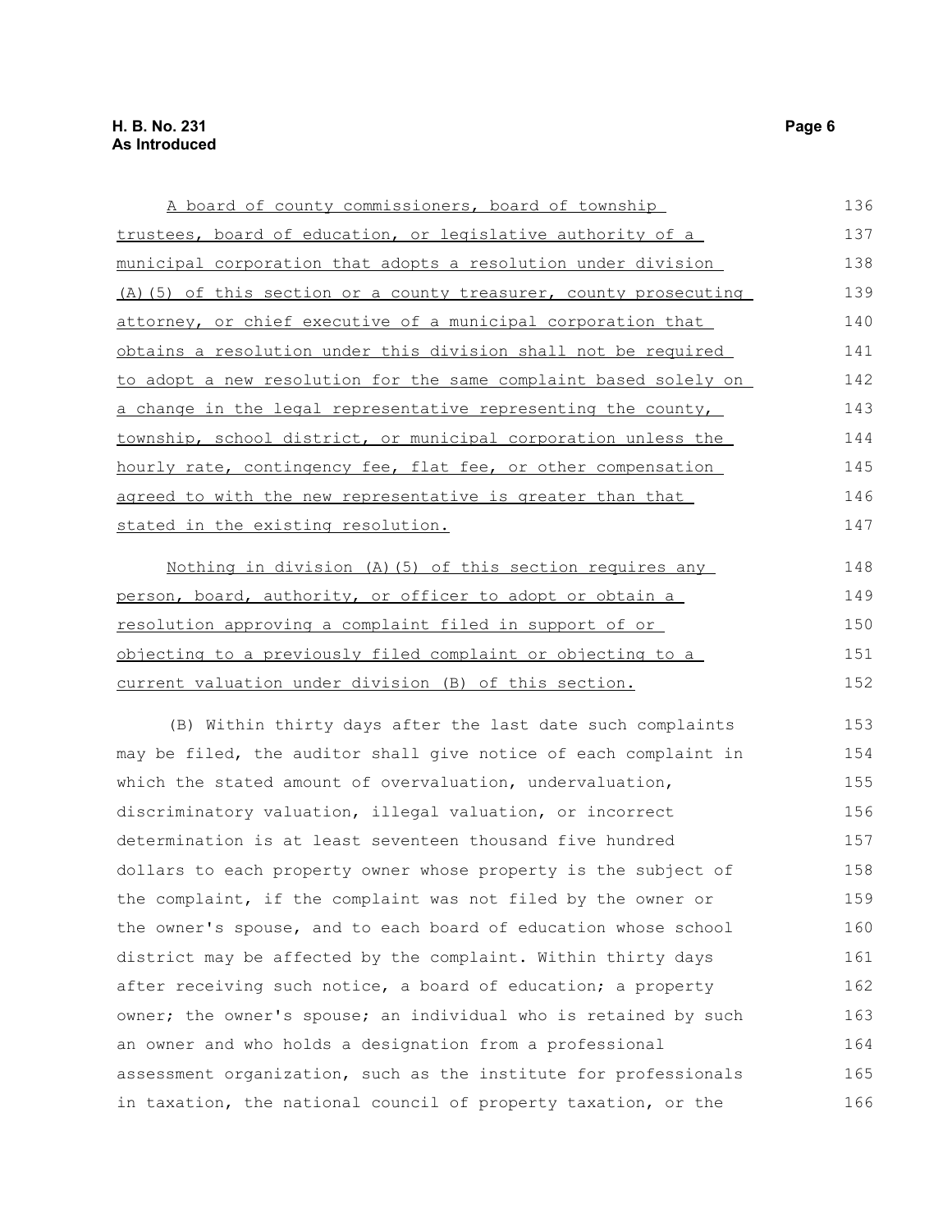A board of county commissioners, board of township trustees, board of education, or legislative authority of a municipal corporation that adopts a resolution under division (A)(5) of this section or a county treasurer, county prosecuting attorney, or chief executive of a municipal corporation that obtains a resolution under this division shall not be required to adopt a new resolution for the same complaint based solely on a change in the legal representative representing the county, township, school district, or municipal corporation unless the hourly rate, contingency fee, flat fee, or other compensation agreed to with the new representative is greater than that stated in the existing resolution.

Nothing in division (A)(5) of this section requires any person, board, authority, or officer to adopt or obtain a resolution approving a complaint filed in support of or objecting to a previously filed complaint or objecting to a current valuation under division (B) of this section.

(B) Within thirty days after the last date such complaints may be filed, the auditor shall give notice of each complaint in which the stated amount of overvaluation, undervaluation, discriminatory valuation, illegal valuation, or incorrect determination is at least seventeen thousand five hundred dollars to each property owner whose property is the subject of the complaint, if the complaint was not filed by the owner or the owner's spouse, and to each board of education whose school district may be affected by the complaint. Within thirty days after receiving such notice, a board of education; a property owner; the owner's spouse; an individual who is retained by such an owner and who holds a designation from a professional assessment organization, such as the institute for professionals in taxation, the national council of property taxation, or the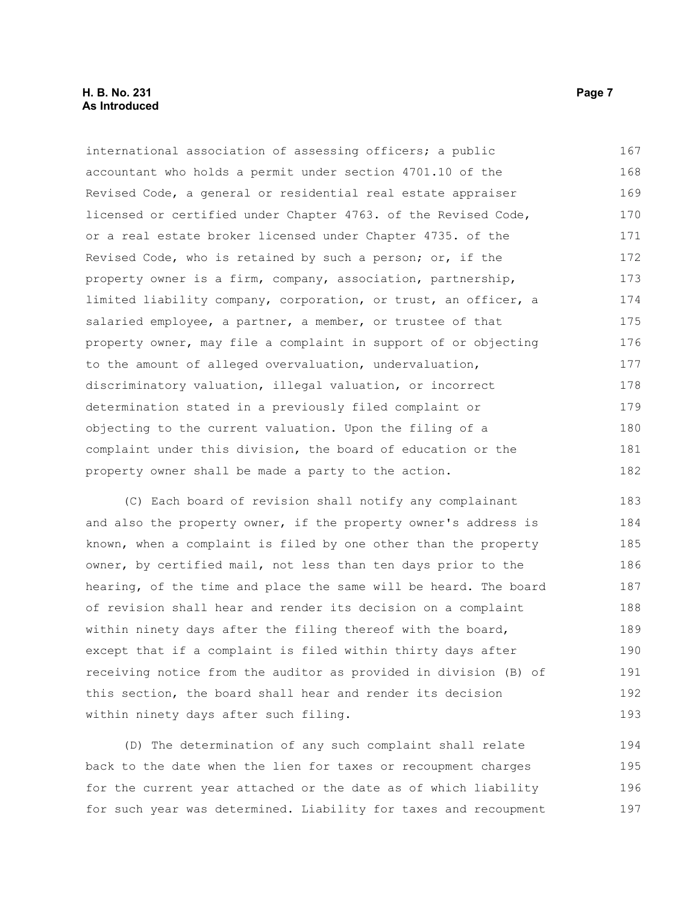international association of assessing officers; a public accountant who holds a permit under section 4701.10 of the Revised Code, a general or residential real estate appraiser licensed or certified under Chapter 4763. of the Revised Code, or a real estate broker licensed under Chapter 4735. of the Revised Code, who is retained by such a person; or, if the property owner is a firm, company, association, partnership, limited liability company, corporation, or trust, an officer, a salaried employee, a partner, a member, or trustee of that property owner, may file a complaint in support of or objecting to the amount of alleged overvaluation, undervaluation, discriminatory valuation, illegal valuation, or incorrect determination stated in a previously filed complaint or objecting to the current valuation. Upon the filing of a complaint under this division, the board of education or the property owner shall be made a party to the action.

(C) Each board of revision shall notify any complainant and also the property owner, if the property owner's address is known, when a complaint is filed by one other than the property owner, by certified mail, not less than ten days prior to the hearing, of the time and place the same will be heard. The board of revision shall hear and render its decision on a complaint within ninety days after the filing thereof with the board, except that if a complaint is filed within thirty days after receiving notice from the auditor as provided in division (B) of this section, the board shall hear and render its decision within ninety days after such filing.

(D) The determination of any such complaint shall relate back to the date when the lien for taxes or recoupment charges for the current year attached or the date as of which liability for such year was determined. Liability for taxes and recoupment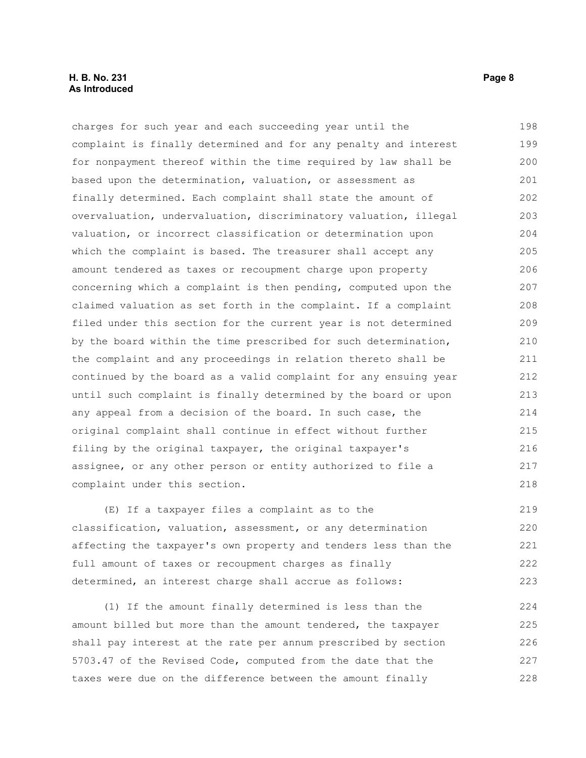charges for such year and each succeeding year until the complaint is finally determined and for any penalty and interest for nonpayment thereof within the time required by law shall be based upon the determination, valuation, or assessment as finally determined. Each complaint shall state the amount of overvaluation, undervaluation, discriminatory valuation, illegal valuation, or incorrect classification or determination upon which the complaint is based. The treasurer shall accept any amount tendered as taxes or recoupment charge upon property concerning which a complaint is then pending, computed upon the claimed valuation as set forth in the complaint. If a complaint filed under this section for the current year is not determined by the board within the time prescribed for such determination, the complaint and any proceedings in relation thereto shall be continued by the board as a valid complaint for any ensuing year until such complaint is finally determined by the board or upon any appeal from a decision of the board. In such case, the original complaint shall continue in effect without further filing by the original taxpayer, the original taxpayer's assignee, or any other person or entity authorized to file a complaint under this section.

(E) If a taxpayer files a complaint as to the classification, valuation, assessment, or any determination affecting the taxpayer's own property and tenders less than the full amount of taxes or recoupment charges as finally determined, an interest charge shall accrue as follows:

(1) If the amount finally determined is less than the amount billed but more than the amount tendered, the taxpayer shall pay interest at the rate per annum prescribed by section 5703.47 of the Revised Code, computed from the date that the taxes were due on the difference between the amount finally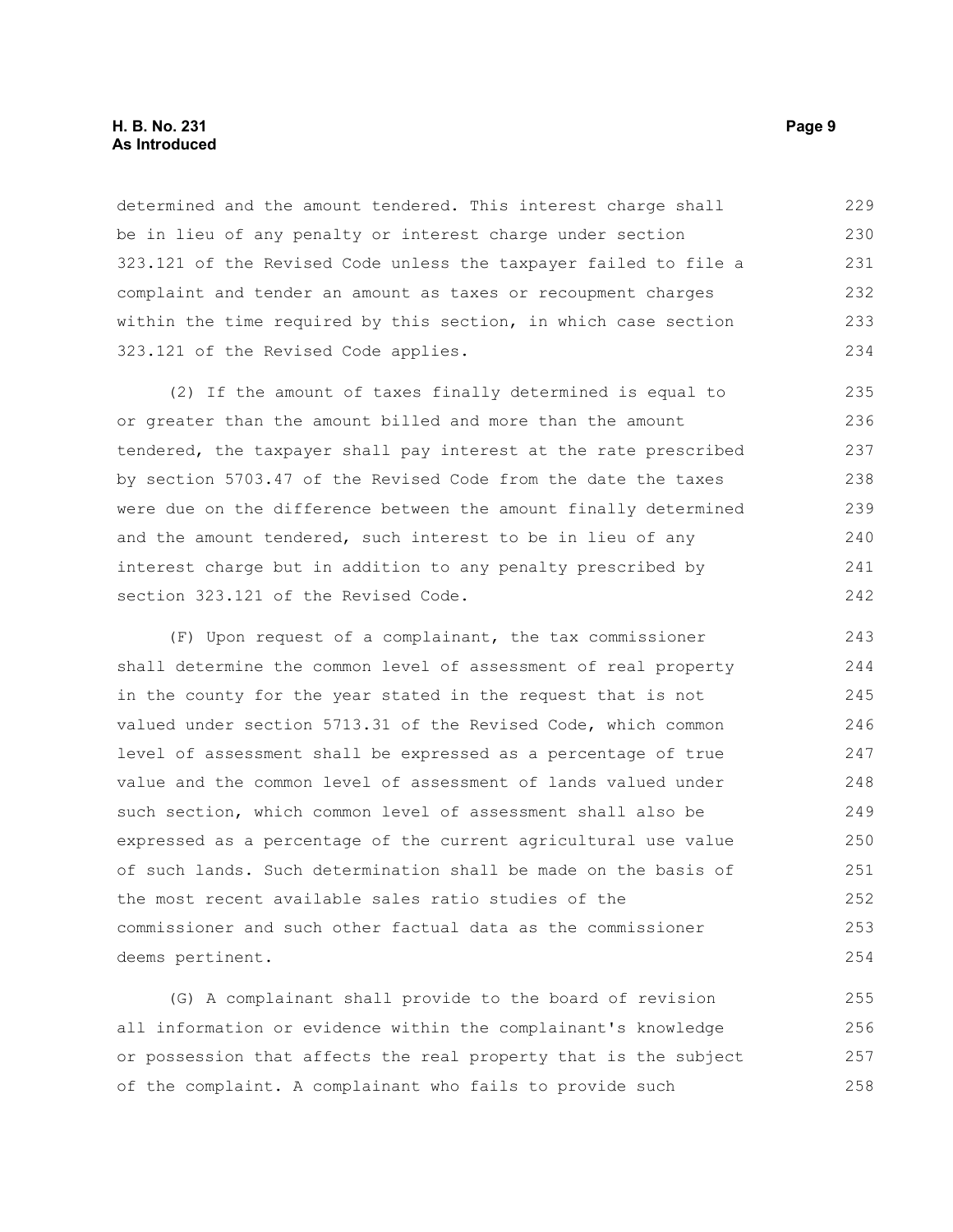determined and the amount tendered. This interest charge shall be in lieu of any penalty or interest charge under section 323.121 of the Revised Code unless the taxpayer failed to file a complaint and tender an amount as taxes or recoupment charges within the time required by this section, in which case section 323.121 of the Revised Code applies.

(2) If the amount of taxes finally determined is equal to or greater than the amount billed and more than the amount tendered, the taxpayer shall pay interest at the rate prescribed by section 5703.47 of the Revised Code from the date the taxes were due on the difference between the amount finally determined and the amount tendered, such interest to be in lieu of any interest charge but in addition to any penalty prescribed by section 323.121 of the Revised Code.

(F) Upon request of a complainant, the tax commissioner shall determine the common level of assessment of real property in the county for the year stated in the request that is not valued under section 5713.31 of the Revised Code, which common level of assessment shall be expressed as a percentage of true value and the common level of assessment of lands valued under such section, which common level of assessment shall also be expressed as a percentage of the current agricultural use value of such lands. Such determination shall be made on the basis of the most recent available sales ratio studies of the commissioner and such other factual data as the commissioner deems pertinent.

(G) A complainant shall provide to the board of revision all information or evidence within the complainant's knowledge or possession that affects the real property that is the subject of the complaint. A complainant who fails to provide such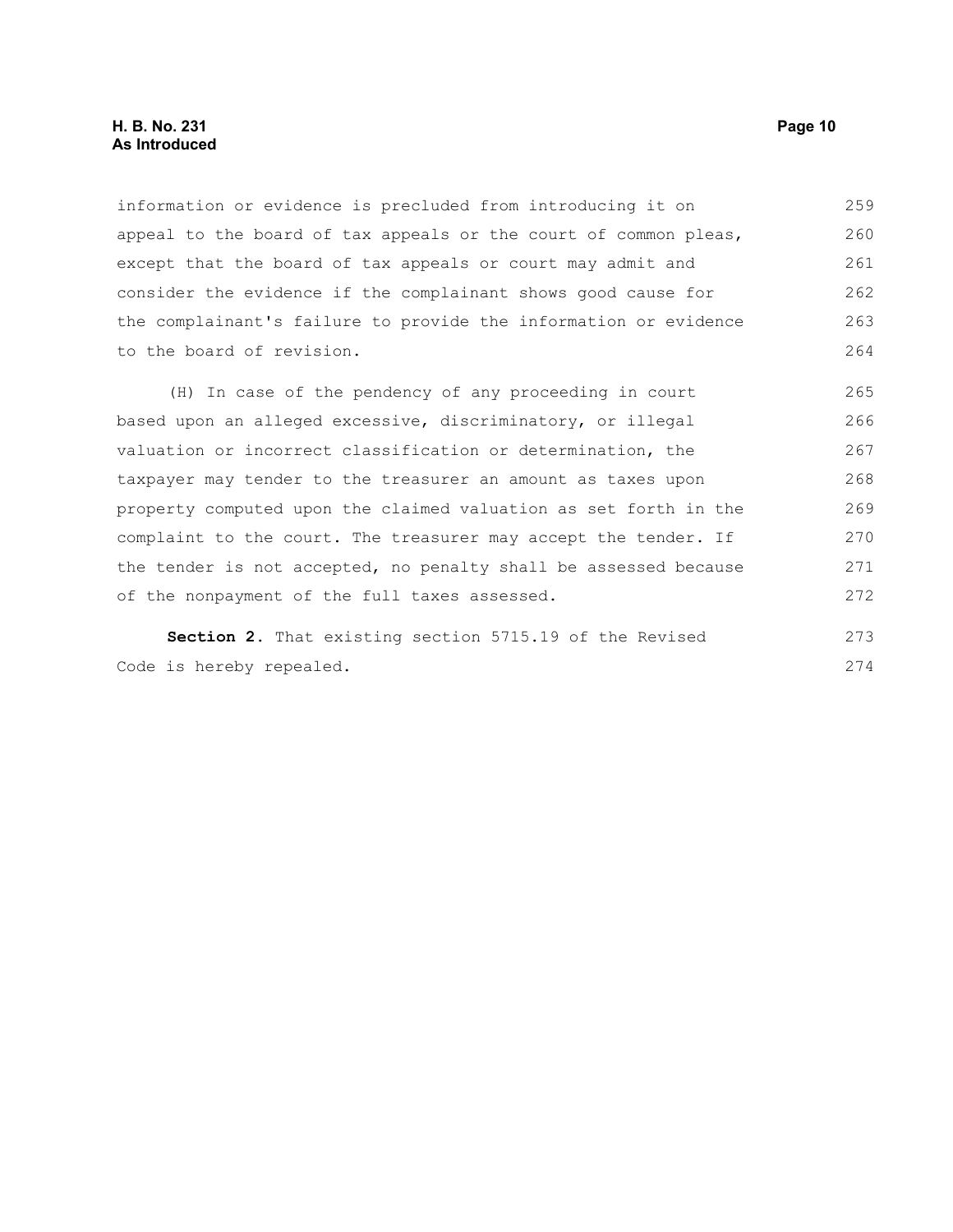information or evidence is precluded from introducing it on appeal to the board of tax appeals or the court of common pleas, except that the board of tax appeals or court may admit and consider the evidence if the complainant shows good cause for the complainant's failure to provide the information or evidence to the board of revision.

(H) In case of the pendency of any proceeding in court based upon an alleged excessive, discriminatory, or illegal valuation or incorrect classification or determination, the taxpayer may tender to the treasurer an amount as taxes upon property computed upon the claimed valuation as set forth in the complaint to the court. The treasurer may accept the tender. If the tender is not accepted, no penalty shall be assessed because of the nonpayment of the full taxes assessed.

**Section 2.** That existing section 5715.19 of the Revised Code is hereby repealed.